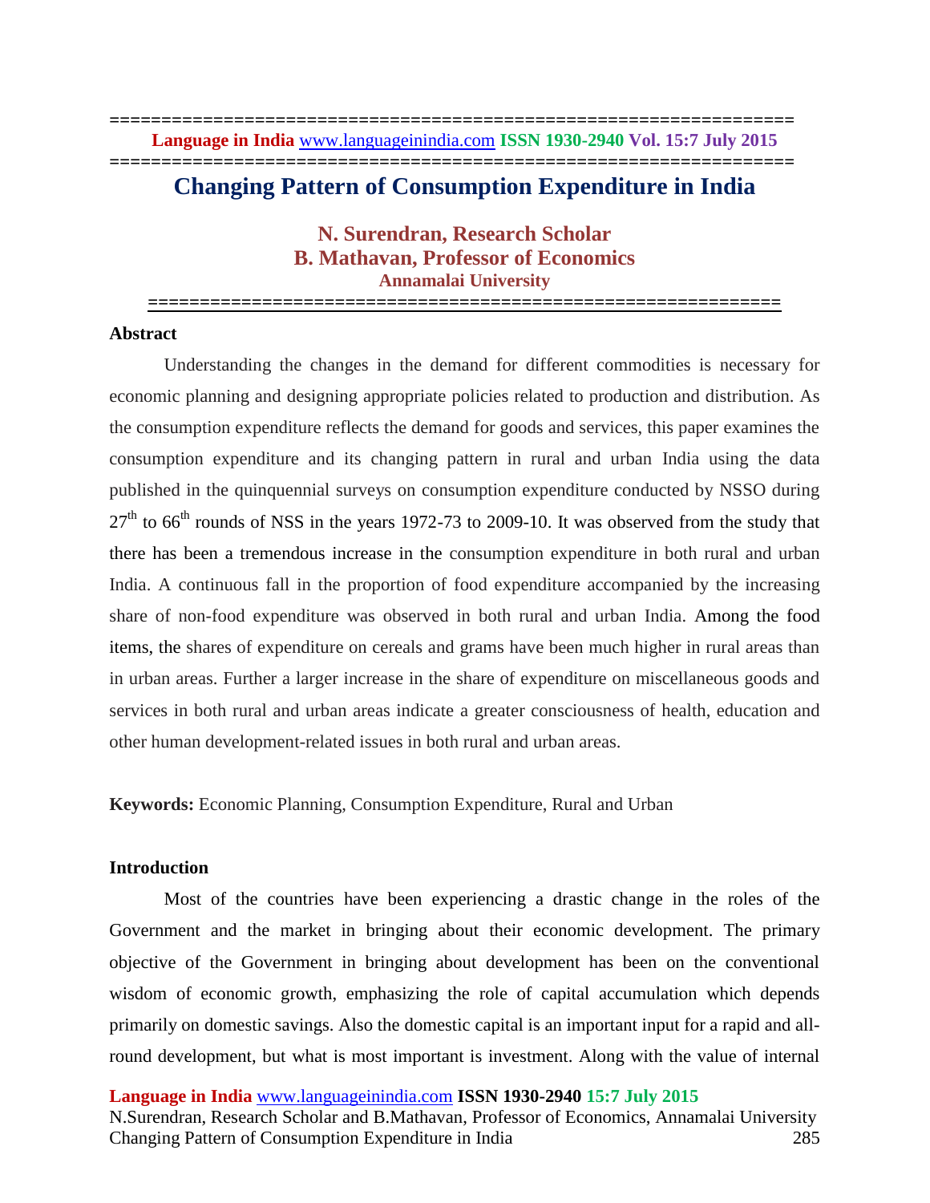# Changing Pattern of Consumption Expenditure in India

**N. Surendran, Research Scholar**
**B. Mathavan, Professor of Economics**
**Annamalai University**

## Abstract

Understanding the changes in the demand for different commodities is necessary for economic planning and designing appropriate policies related to production and distribution. As the consumption expenditure reflects the demand for goods and services, this paper examines the consumption expenditure and its changing pattern in rural and urban India using the data published in the quinquennial surveys on consumption expenditure conducted by NSSO during 27th to 66th rounds of NSS in the years 1972-73 to 2009-10. It was observed from the study that there has been a tremendous increase in the consumption expenditure in both rural and urban India. A continuous fall in the proportion of food expenditure accompanied by the increasing share of non-food expenditure was observed in both rural and urban India. Among the food items, the shares of expenditure on cereals and grams have been much higher in rural areas than in urban areas. Further a larger increase in the share of expenditure on miscellaneous goods and services in both rural and urban areas indicate a greater consciousness of health, education and other human development-related issues in both rural and urban areas.

**Keywords:** Economic Planning, Consumption Expenditure, Rural and Urban

## Introduction

Most of the countries have been experiencing a drastic change in the roles of the Government and the market in bringing about their economic development. The primary objective of the Government in bringing about development has been on the conventional wisdom of economic growth, emphasizing the role of capital accumulation which depends primarily on domestic savings. Also the domestic capital is an important input for a rapid and all-round development, but what is most important is investment. Along with the value of internal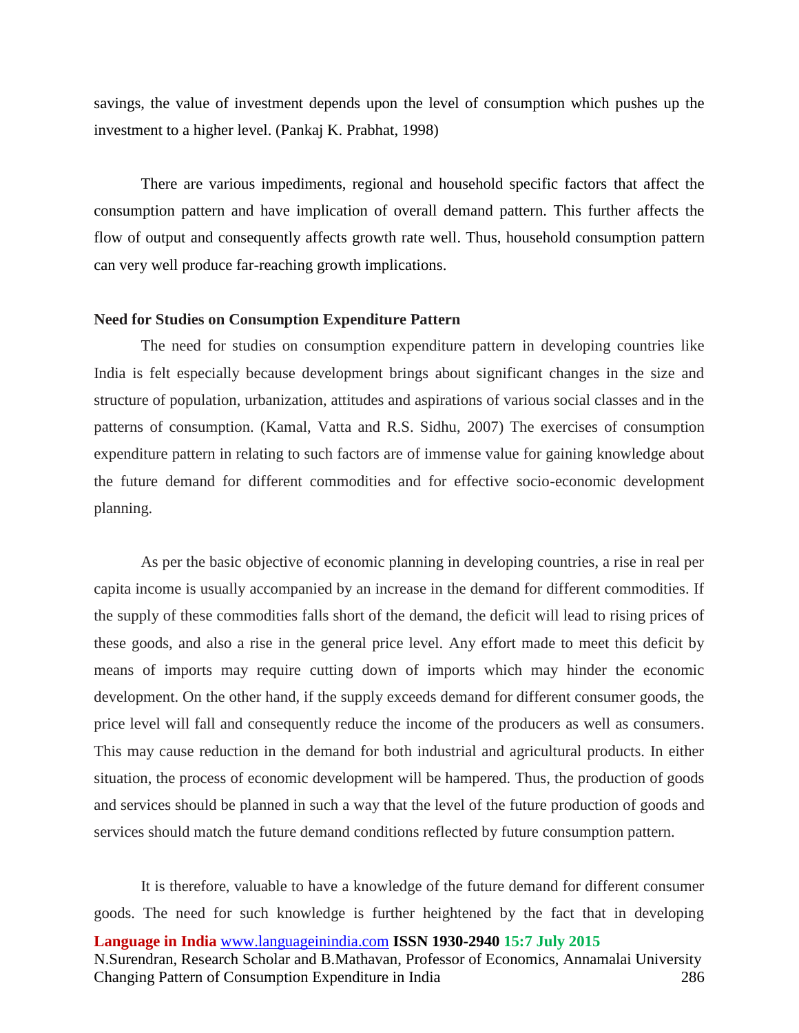savings, the value of investment depends upon the level of consumption which pushes up the investment to a higher level. (Pankaj K. Prabhat, 1998)

There are various impediments, regional and household specific factors that affect the consumption pattern and have implication of overall demand pattern. This further affects the flow of output and consequently affects growth rate well. Thus, household consumption pattern can very well produce far-reaching growth implications.

**Need for Studies on Consumption Expenditure Pattern**

The need for studies on consumption expenditure pattern in developing countries like India is felt especially because development brings about significant changes in the size and structure of population, urbanization, attitudes and aspirations of various social classes and in the patterns of consumption. (Kamal, Vatta and R.S. Sidhu, 2007) The exercises of consumption expenditure pattern in relating to such factors are of immense value for gaining knowledge about the future demand for different commodities and for effective socio-economic development planning.

As per the basic objective of economic planning in developing countries, a rise in real per capita income is usually accompanied by an increase in the demand for different commodities. If the supply of these commodities falls short of the demand, the deficit will lead to rising prices of these goods, and also a rise in the general price level. Any effort made to meet this deficit by means of imports may require cutting down of imports which may hinder the economic development. On the other hand, if the supply exceeds demand for different consumer goods, the price level will fall and consequently reduce the income of the producers as well as consumers. This may cause reduction in the demand for both industrial and agricultural products. In either situation, the process of economic development will be hampered. Thus, the production of goods and services should be planned in such a way that the level of the future production of goods and services should match the future demand conditions reflected by future consumption pattern.

It is therefore, valuable to have a knowledge of the future demand for different consumer goods. The need for such knowledge is further heightened by the fact that in developing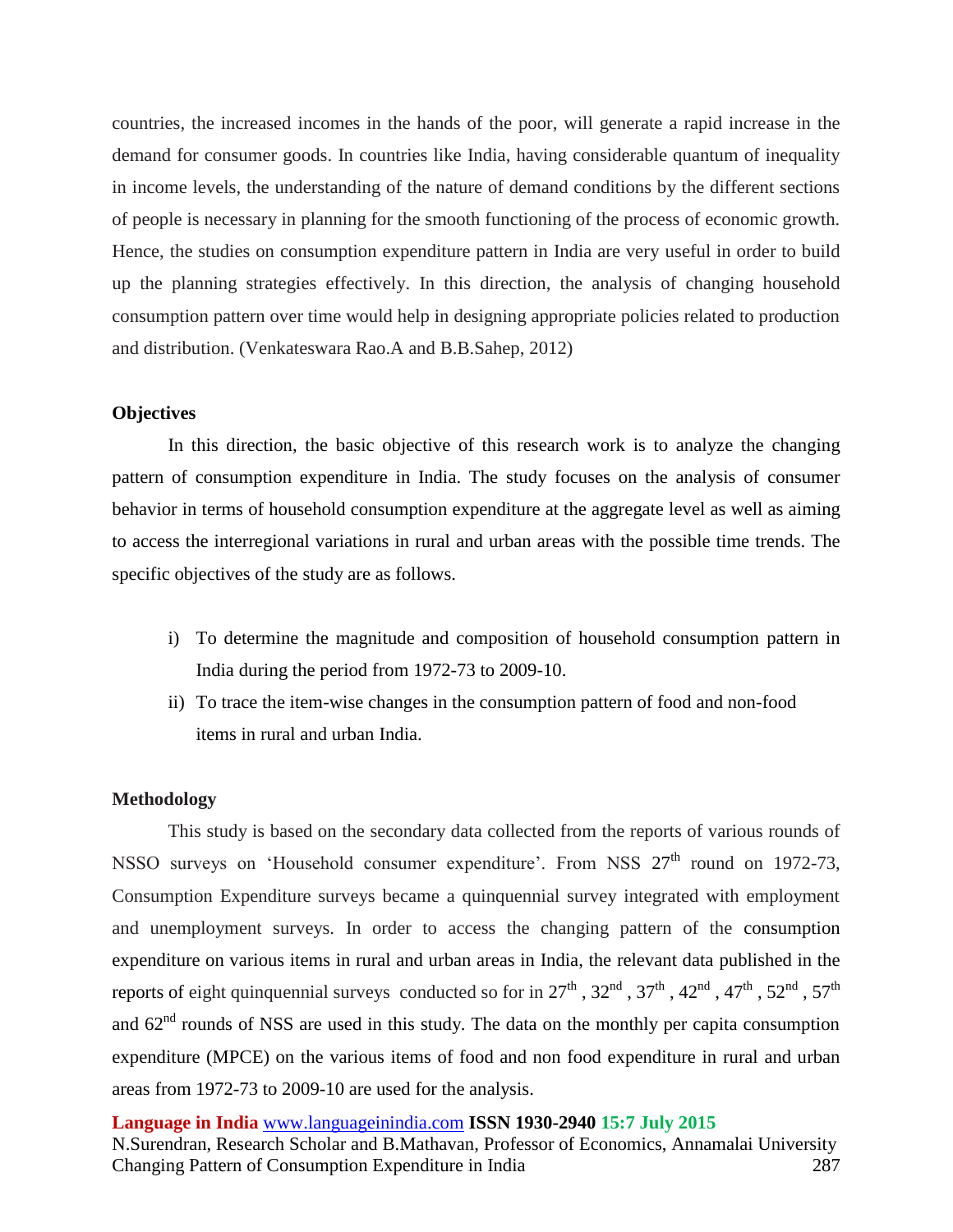countries, the increased incomes in the hands of the poor, will generate a rapid increase in the demand for consumer goods. In countries like India, having considerable quantum of inequality in income levels, the understanding of the nature of demand conditions by the different sections of people is necessary in planning for the smooth functioning of the process of economic growth. Hence, the studies on consumption expenditure pattern in India are very useful in order to build up the planning strategies effectively. In this direction, the analysis of changing household consumption pattern over time would help in designing appropriate policies related to production and distribution. (Venkateswara Rao.A and B.B.Sahep, 2012)

**Objectives**

In this direction, the basic objective of this research work is to analyze the changing pattern of consumption expenditure in India. The study focuses on the analysis of consumer behavior in terms of household consumption expenditure at the aggregate level as well as aiming to access the interregional variations in rural and urban areas with the possible time trends. The specific objectives of the study are as follows.

i) To determine the magnitude and composition of household consumption pattern in India during the period from 1972-73 to 2009-10.
ii) To trace the item-wise changes in the consumption pattern of food and non-food items in rural and urban India.

**Methodology**

This study is based on the secondary data collected from the reports of various rounds of NSSO surveys on 'Household consumer expenditure'. From NSS 27th round on 1972-73, Consumption Expenditure surveys became a quinquennial survey integrated with employment and unemployment surveys. In order to access the changing pattern of the consumption expenditure on various items in rural and urban areas in India, the relevant data published in the reports of eight quinquennial surveys conducted so for in 27th, 32nd, 37th, 42nd, 47th, 52nd, 57th and 62nd rounds of NSS are used in this study. The data on the monthly per capita consumption expenditure (MPCE) on the various items of food and non food expenditure in rural and urban areas from 1972-73 to 2009-10 are used for the analysis.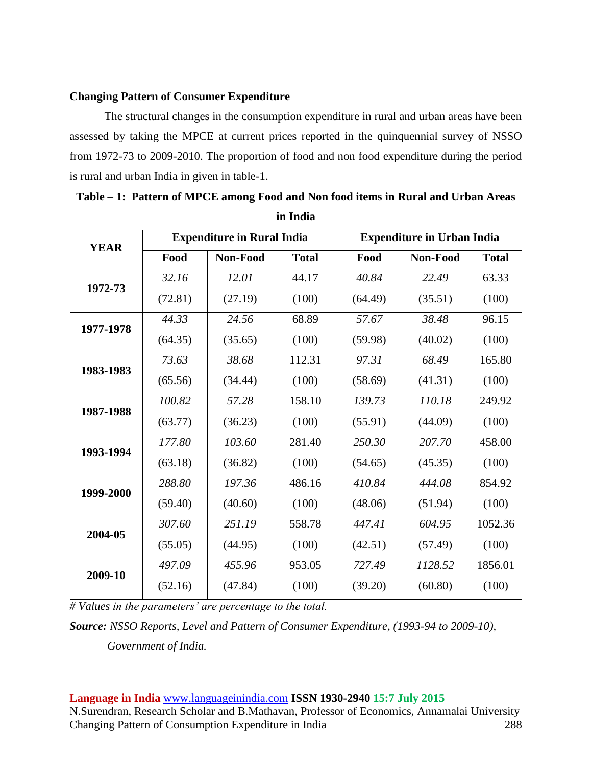**Changing Pattern of Consumer Expenditure**

The structural changes in the consumption expenditure in rural and urban areas have been assessed by taking the MPCE at current prices reported in the quinquennial survey of NSSO from 1972-73 to 2009-2010. The proportion of food and non food expenditure during the period is rural and urban India in given in table-1.

**Table – 1: Pattern of MPCE among Food and Non food items in Rural and Urban Areas in India**

| YEAR | Expenditure in Rural India | | | Expenditure in Urban India | | |
|---|---|---|---|---|---|---|
| | Food | Non-Food | Total | Food | Non-Food | Total |
| 1972-73 | *32.16* (72.81) | *12.01* (27.19) | 44.17 (100) | *40.84* (64.49) | *22.49* (35.51) | 63.33 (100) |
| 1977-1978 | *44.33* (64.35) | *24.56* (35.65) | 68.89 (100) | *57.67* (59.98) | *38.48* (40.02) | 96.15 (100) |
| 1983-1983 | *73.63* (65.56) | *38.68* (34.44) | 112.31 (100) | *97.31* (58.69) | *68.49* (41.31) | 165.80 (100) |
| 1987-1988 | *100.82* (63.77) | *57.28* (36.23) | 158.10 (100) | *139.73* (55.91) | *110.18* (44.09) | 249.92 (100) |
| 1993-1994 | *177.80* (63.18) | *103.60* (36.82) | 281.40 (100) | *250.30* (54.65) | *207.70* (45.35) | 458.00 (100) |
| 1999-2000 | *288.80* (59.40) | *197.36* (40.60) | 486.16 (100) | *410.84* (48.06) | *444.08* (51.94) | 854.92 (100) |
| 2004-05 | *307.60* (55.05) | *251.19* (44.95) | 558.78 (100) | *447.41* (42.51) | *604.95* (57.49) | 1052.36 (100) |
| 2009-10 | *497.09* (52.16) | *455.96* (47.84) | 953.05 (100) | *727.49* (39.20) | *1128.52* (60.80) | 1856.01 (100) |

*# Values in the parameters' are percentage to the total.*

***Source:*** *NSSO Reports, Level and Pattern of Consumer Expenditure, (1993-94 to 2009-10), Government of India.*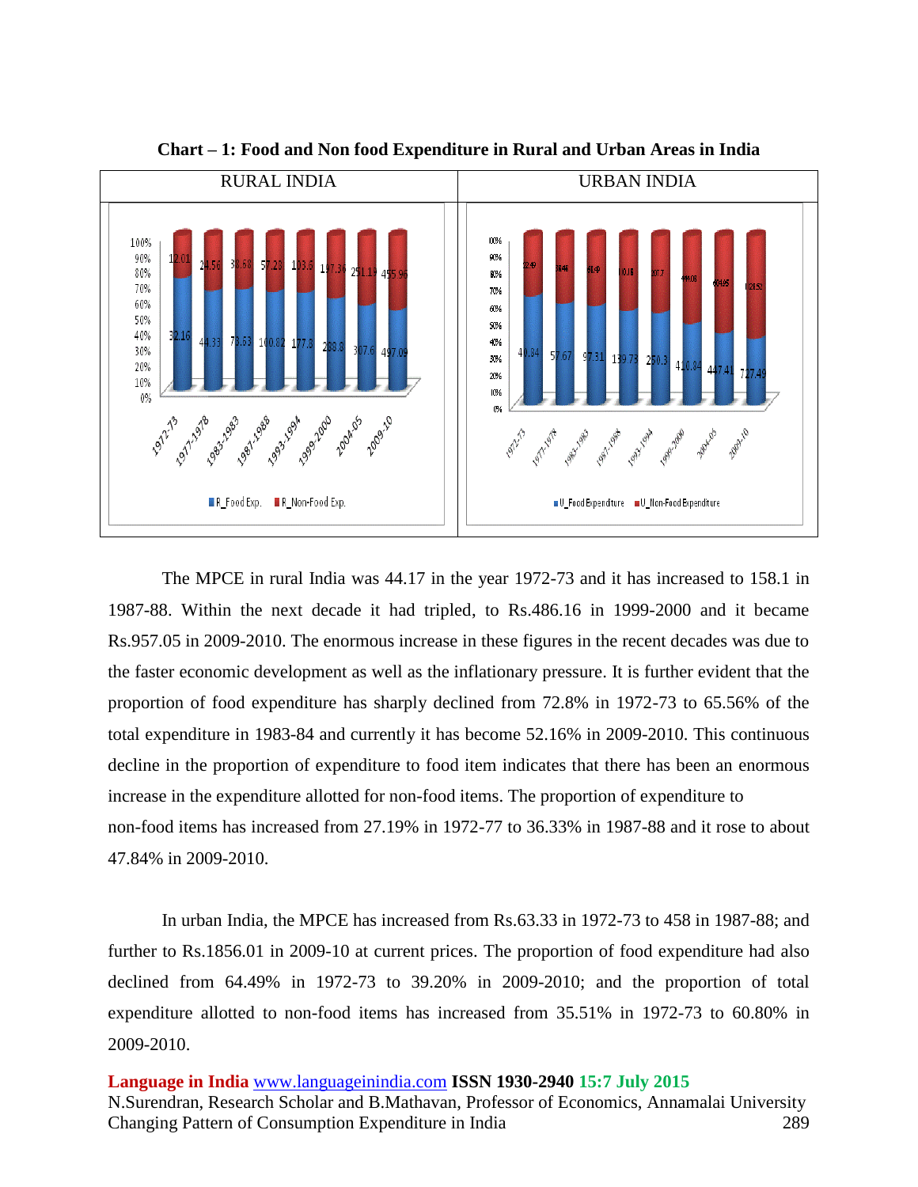**Chart – 1: Food and Non food Expenditure in Rural and Urban Areas in India**

| RURAL INDIA | URBAN INDIA |
|---|---|
| | |

The MPCE in rural India was 44.17 in the year 1972-73 and it has increased to 158.1 in 1987-88. Within the next decade it had tripled, to Rs.486.16 in 1999-2000 and it became Rs.957.05 in 2009-2010. The enormous increase in these figures in the recent decades was due to the faster economic development as well as the inflationary pressure. It is further evident that the proportion of food expenditure has sharply declined from 72.8% in 1972-73 to 65.56% of the total expenditure in 1983-84 and currently it has become 52.16% in 2009-2010. This continuous decline in the proportion of expenditure to food item indicates that there has been an enormous increase in the expenditure allotted for non-food items. The proportion of expenditure to non-food items has increased from 27.19% in 1972-77 to 36.33% in 1987-88 and it rose to about 47.84% in 2009-2010.

In urban India, the MPCE has increased from Rs.63.33 in 1972-73 to 458 in 1987-88; and further to Rs.1856.01 in 2009-10 at current prices. The proportion of food expenditure had also declined from 64.49% in 1972-73 to 39.20% in 2009-2010; and the proportion of total expenditure allotted to non-food items has increased from 35.51% in 1972-73 to 60.80% in 2009-2010.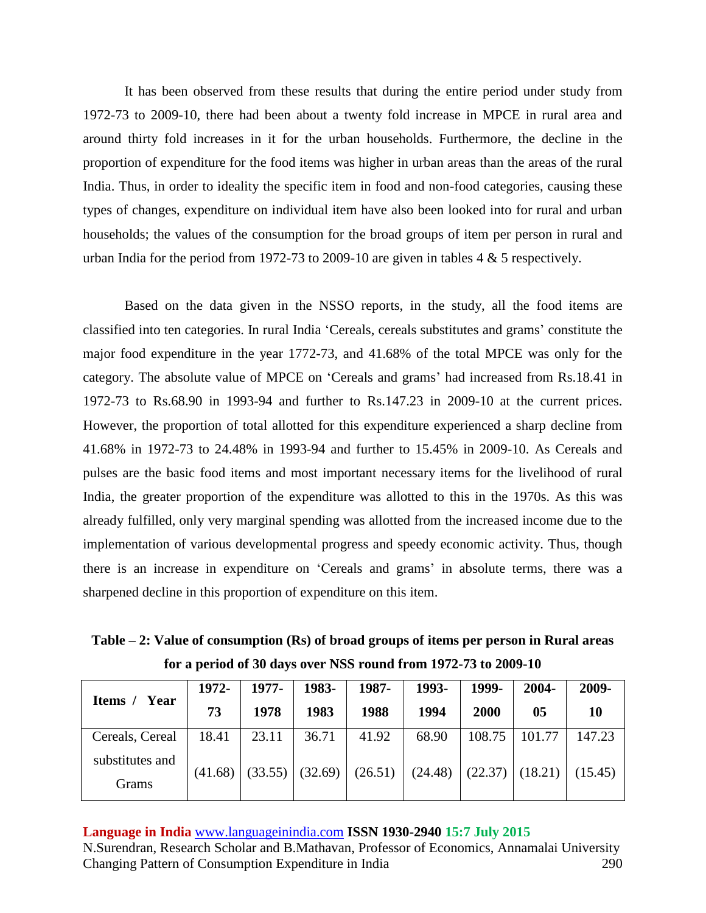It has been observed from these results that during the entire period under study from 1972-73 to 2009-10, there had been about a twenty fold increase in MPCE in rural area and around thirty fold increases in it for the urban households. Furthermore, the decline in the proportion of expenditure for the food items was higher in urban areas than the areas of the rural India. Thus, in order to ideality the specific item in food and non-food categories, causing these types of changes, expenditure on individual item have also been looked into for rural and urban households; the values of the consumption for the broad groups of item per person in rural and urban India for the period from 1972-73 to 2009-10 are given in tables 4 & 5 respectively.

Based on the data given in the NSSO reports, in the study, all the food items are classified into ten categories. In rural India 'Cereals, cereals substitutes and grams' constitute the major food expenditure in the year 1772-73, and 41.68% of the total MPCE was only for the category. The absolute value of MPCE on 'Cereals and grams' had increased from Rs.18.41 in 1972-73 to Rs.68.90 in 1993-94 and further to Rs.147.23 in 2009-10 at the current prices. However, the proportion of total allotted for this expenditure experienced a sharp decline from 41.68% in 1972-73 to 24.48% in 1993-94 and further to 15.45% in 2009-10. As Cereals and pulses are the basic food items and most important necessary items for the livelihood of rural India, the greater proportion of the expenditure was allotted to this in the 1970s. As this was already fulfilled, only very marginal spending was allotted from the increased income due to the implementation of various developmental progress and speedy economic activity. Thus, though there is an increase in expenditure on 'Cereals and grams' in absolute terms, there was a sharpened decline in this proportion of expenditure on this item.

**Table – 2: Value of consumption (Rs) of broad groups of items per person in Rural areas for a period of 30 days over NSS round from 1972-73 to 2009-10**

| Items / Year | 1972-73 | 1977-1978 | 1983-1983 | 1987-1988 | 1993-1994 | 1999-2000 | 2004-05 | 2009-10 |
|---|---|---|---|---|---|---|---|---|
| Cereals, Cereal substitutes and Grams | 18.41<br>(41.68) | 23.11<br>(33.55) | 36.71<br>(32.69) | 41.92<br>(26.51) | 68.90<br>(24.48) | 108.75<br>(22.37) | 101.77<br>(18.21) | 147.23<br>(15.45) |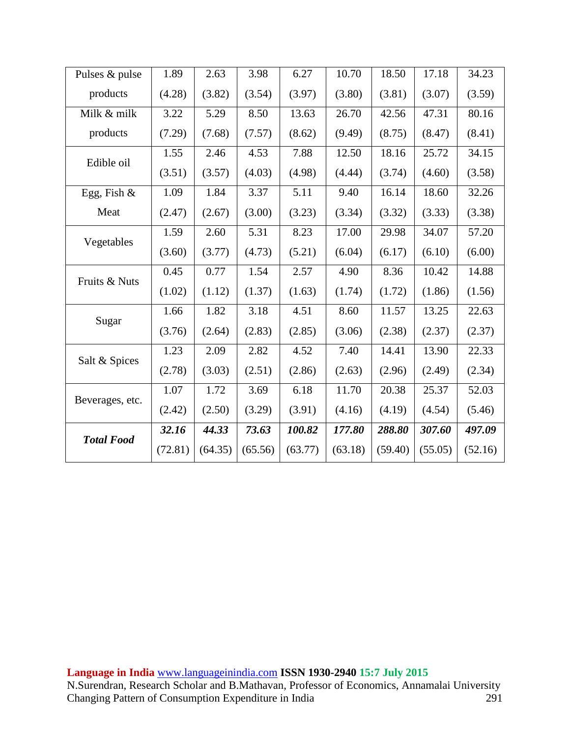| Pulses & pulse products | 1.89<br>(4.28) | 2.63<br>(3.82) | 3.98<br>(3.54) | 6.27<br>(3.97) | 10.70<br>(3.80) | 18.50<br>(3.81) | 17.18<br>(3.07) | 34.23<br>(3.59) |
|---|---|---|---|---|---|---|---|---|
| Milk & milk products | 3.22<br>(7.29) | 5.29<br>(7.68) | 8.50<br>(7.57) | 13.63<br>(8.62) | 26.70<br>(9.49) | 42.56<br>(8.75) | 47.31<br>(8.47) | 80.16<br>(8.41) |
| Edible oil | 1.55<br>(3.51) | 2.46<br>(3.57) | 4.53<br>(4.03) | 7.88<br>(4.98) | 12.50<br>(4.44) | 18.16<br>(3.74) | 25.72<br>(4.60) | 34.15<br>(3.58) |
| Egg, Fish & Meat | 1.09<br>(2.47) | 1.84<br>(2.67) | 3.37<br>(3.00) | 5.11<br>(3.23) | 9.40<br>(3.34) | 16.14<br>(3.32) | 18.60<br>(3.33) | 32.26<br>(3.38) |
| Vegetables | 1.59<br>(3.60) | 2.60<br>(3.77) | 5.31<br>(4.73) | 8.23<br>(5.21) | 17.00<br>(6.04) | 29.98<br>(6.17) | 34.07<br>(6.10) | 57.20<br>(6.00) |
| Fruits & Nuts | 0.45<br>(1.02) | 0.77<br>(1.12) | 1.54<br>(1.37) | 2.57<br>(1.63) | 4.90<br>(1.74) | 8.36<br>(1.72) | 10.42<br>(1.86) | 14.88<br>(1.56) |
| Sugar | 1.66<br>(3.76) | 1.82<br>(2.64) | 3.18<br>(2.83) | 4.51<br>(2.85) | 8.60<br>(3.06) | 11.57<br>(2.38) | 13.25<br>(2.37) | 22.63<br>(2.37) |
| Salt & Spices | 1.23<br>(2.78) | 2.09<br>(3.03) | 2.82<br>(2.51) | 4.52<br>(2.86) | 7.40<br>(2.63) | 14.41<br>(2.96) | 13.90<br>(2.49) | 22.33<br>(2.34) |
| Beverages, etc. | 1.07<br>(2.42) | 1.72<br>(2.50) | 3.69<br>(3.29) | 6.18<br>(3.91) | 11.70<br>(4.16) | 20.38<br>(4.19) | 25.37<br>(4.54) | 52.03<br>(5.46) |
| ***Total Food*** | ***32.16***<br>(72.81) | ***44.33***<br>(64.35) | ***73.63***<br>(65.56) | ***100.82***<br>(63.77) | ***177.80***<br>(63.18) | ***288.80***<br>(59.40) | ***307.60***<br>(55.05) | ***497.09***<br>(52.16) |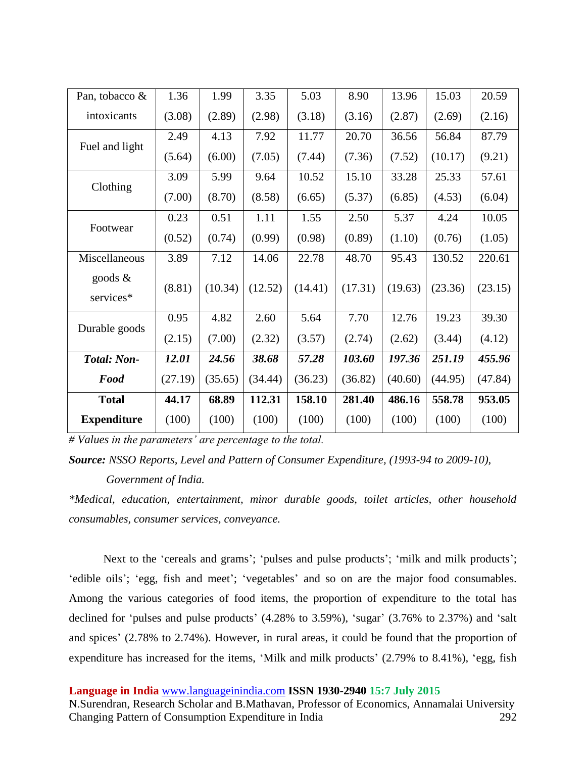| Pan, tobacco & intoxicants | 1.36 (3.08) | 1.99 (2.89) | 3.35 (2.98) | 5.03 (3.18) | 8.90 (3.16) | 13.96 (2.87) | 15.03 (2.69) | 20.59 (2.16) |
|---|---|---|---|---|---|---|---|---|
| Fuel and light | 2.49 (5.64) | 4.13 (6.00) | 7.92 (7.05) | 11.77 (7.44) | 20.70 (7.36) | 36.56 (7.52) | 56.84 (10.17) | 87.79 (9.21) |
| Clothing | 3.09 (7.00) | 5.99 (8.70) | 9.64 (8.58) | 10.52 (6.65) | 15.10 (5.37) | 33.28 (6.85) | 25.33 (4.53) | 57.61 (6.04) |
| Footwear | 0.23 (0.52) | 0.51 (0.74) | 1.11 (0.99) | 1.55 (0.98) | 2.50 (0.89) | 5.37 (1.10) | 4.24 (0.76) | 10.05 (1.05) |
| Miscellaneous goods & services* | 3.89 (8.81) | 7.12 (10.34) | 14.06 (12.52) | 22.78 (14.41) | 48.70 (17.31) | 95.43 (19.63) | 130.52 (23.36) | 220.61 (23.15) |
| Durable goods | 0.95 (2.15) | 4.82 (7.00) | 2.60 (2.32) | 5.64 (3.57) | 7.70 (2.74) | 12.76 (2.62) | 19.23 (3.44) | 39.30 (4.12) |
| ***Total: Non-Food*** | ***12.01*** (27.19) | ***24.56*** (35.65) | ***38.68*** (34.44) | ***57.28*** (36.23) | ***103.60*** (36.82) | ***197.36*** (40.60) | ***251.19*** (44.95) | ***455.96*** (47.84) |
| **Total Expenditure** | **44.17** (100) | **68.89** (100) | **112.31** (100) | **158.10** (100) | **281.40** (100) | **486.16** (100) | **558.78** (100) | **953.05** (100) |

*# Values in the parameters' are percentage to the total.*

***Source:*** *NSSO Reports, Level and Pattern of Consumer Expenditure, (1993-94 to 2009-10), Government of India.*

*\*Medical, education, entertainment, minor durable goods, toilet articles, other household consumables, consumer services, conveyance.*

Next to the 'cereals and grams'; 'pulses and pulse products'; 'milk and milk products'; 'edible oils'; 'egg, fish and meet'; 'vegetables' and so on are the major food consumables. Among the various categories of food items, the proportion of expenditure to the total has declined for 'pulses and pulse products' (4.28% to 3.59%), 'sugar' (3.76% to 2.37%) and 'salt and spices' (2.78% to 2.74%). However, in rural areas, it could be found that the proportion of expenditure has increased for the items, 'Milk and milk products' (2.79% to 8.41%), 'egg, fish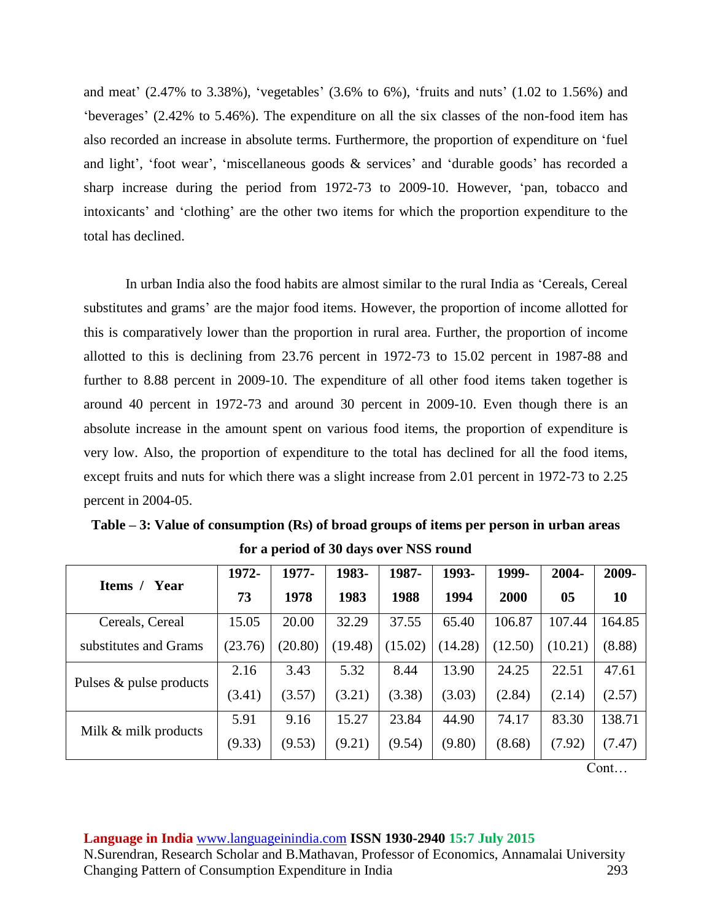and meat' (2.47% to 3.38%), 'vegetables' (3.6% to 6%), 'fruits and nuts' (1.02 to 1.56%) and 'beverages' (2.42% to 5.46%). The expenditure on all the six classes of the non-food item has also recorded an increase in absolute terms. Furthermore, the proportion of expenditure on 'fuel and light', 'foot wear', 'miscellaneous goods & services' and 'durable goods' has recorded a sharp increase during the period from 1972-73 to 2009-10. However, 'pan, tobacco and intoxicants' and 'clothing' are the other two items for which the proportion expenditure to the total has declined.

In urban India also the food habits are almost similar to the rural India as 'Cereals, Cereal substitutes and grams' are the major food items. However, the proportion of income allotted for this is comparatively lower than the proportion in rural area. Further, the proportion of income allotted to this is declining from 23.76 percent in 1972-73 to 15.02 percent in 1987-88 and further to 8.88 percent in 2009-10. The expenditure of all other food items taken together is around 40 percent in 1972-73 and around 30 percent in 2009-10. Even though there is an absolute increase in the amount spent on various food items, the proportion of expenditure is very low. Also, the proportion of expenditure to the total has declined for all the food items, except fruits and nuts for which there was a slight increase from 2.01 percent in 1972-73 to 2.25 percent in 2004-05.

**Table – 3: Value of consumption (Rs) of broad groups of items per person in urban areas for a period of 30 days over NSS round**

| Items / Year | 1972-73 | 1977-1978 | 1983-1983 | 1987-1988 | 1993-1994 | 1999-2000 | 2004-05 | 2009-10 |
|---|---|---|---|---|---|---|---|---|
| Cereals, Cereal substitutes and Grams | 15.05 (23.76) | 20.00 (20.80) | 32.29 (19.48) | 37.55 (15.02) | 65.40 (14.28) | 106.87 (12.50) | 107.44 (10.21) | 164.85 (8.88) |
| Pulses & pulse products | 2.16 (3.41) | 3.43 (3.57) | 5.32 (3.21) | 8.44 (3.38) | 13.90 (3.03) | 24.25 (2.84) | 22.51 (2.14) | 47.61 (2.57) |
| Milk & milk products | 5.91 (9.33) | 9.16 (9.53) | 15.27 (9.21) | 23.84 (9.54) | 44.90 (9.80) | 74.17 (8.68) | 83.30 (7.92) | 138.71 (7.47) |

Cont…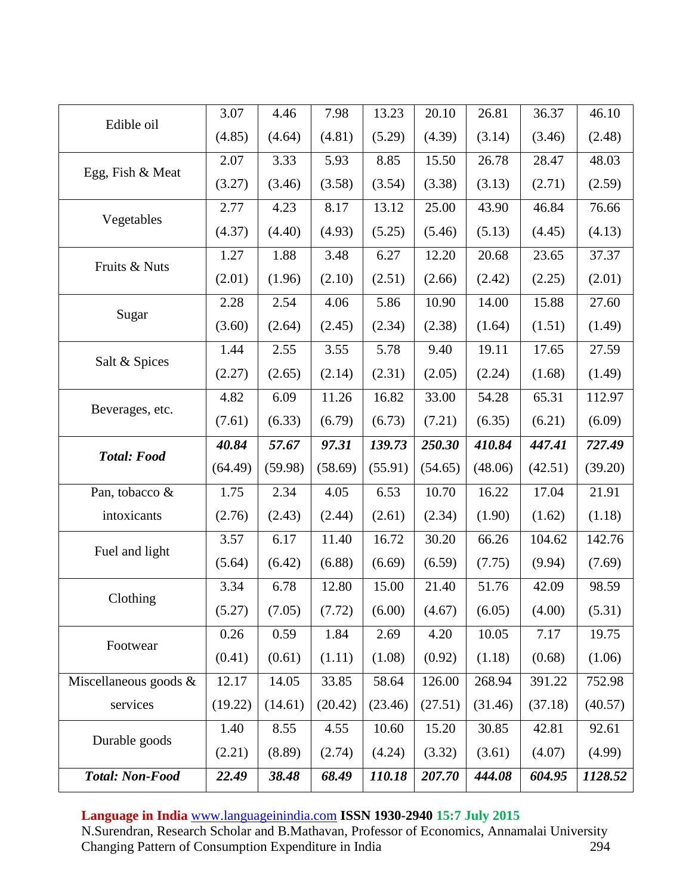| | | | | | | | | |
|---|---|---|---|---|---|---|---|---|
| Edible oil | 3.07<br>(4.85) | 4.46<br>(4.64) | 7.98<br>(4.81) | 13.23<br>(5.29) | 20.10<br>(4.39) | 26.81<br>(3.14) | 36.37<br>(3.46) | 46.10<br>(2.48) |
| Egg, Fish & Meat | 2.07<br>(3.27) | 3.33<br>(3.46) | 5.93<br>(3.58) | 8.85<br>(3.54) | 15.50<br>(3.38) | 26.78<br>(3.13) | 28.47<br>(2.71) | 48.03<br>(2.59) |
| Vegetables | 2.77<br>(4.37) | 4.23<br>(4.40) | 8.17<br>(4.93) | 13.12<br>(5.25) | 25.00<br>(5.46) | 43.90<br>(5.13) | 46.84<br>(4.45) | 76.66<br>(4.13) |
| Fruits & Nuts | 1.27<br>(2.01) | 1.88<br>(1.96) | 3.48<br>(2.10) | 6.27<br>(2.51) | 12.20<br>(2.66) | 20.68<br>(2.42) | 23.65<br>(2.25) | 37.37<br>(2.01) |
| Sugar | 2.28<br>(3.60) | 2.54<br>(2.64) | 4.06<br>(2.45) | 5.86<br>(2.34) | 10.90<br>(2.38) | 14.00<br>(1.64) | 15.88<br>(1.51) | 27.60<br>(1.49) |
| Salt & Spices | 1.44<br>(2.27) | 2.55<br>(2.65) | 3.55<br>(2.14) | 5.78<br>(2.31) | 9.40<br>(2.05) | 19.11<br>(2.24) | 17.65<br>(1.68) | 27.59<br>(1.49) |
| Beverages, etc. | 4.82<br>(7.61) | 6.09<br>(6.33) | 11.26<br>(6.79) | 16.82<br>(6.73) | 33.00<br>(7.21) | 54.28<br>(6.35) | 65.31<br>(6.21) | 112.97<br>(6.09) |
| ***Total: Food*** | ***40.84***<br>(64.49) | ***57.67***<br>(59.98) | ***97.31***<br>(58.69) | ***139.73***<br>(55.91) | ***250.30***<br>(54.65) | ***410.84***<br>(48.06) | ***447.41***<br>(42.51) | ***727.49***<br>(39.20) |
| Pan, tobacco & intoxicants | 1.75<br>(2.76) | 2.34<br>(2.43) | 4.05<br>(2.44) | 6.53<br>(2.61) | 10.70<br>(2.34) | 16.22<br>(1.90) | 17.04<br>(1.62) | 21.91<br>(1.18) |
| Fuel and light | 3.57<br>(5.64) | 6.17<br>(6.42) | 11.40<br>(6.88) | 16.72<br>(6.69) | 30.20<br>(6.59) | 66.26<br>(7.75) | 104.62<br>(9.94) | 142.76<br>(7.69) |
| Clothing | 3.34<br>(5.27) | 6.78<br>(7.05) | 12.80<br>(7.72) | 15.00<br>(6.00) | 21.40<br>(4.67) | 51.76<br>(6.05) | 42.09<br>(4.00) | 98.59<br>(5.31) |
| Footwear | 0.26<br>(0.41) | 0.59<br>(0.61) | 1.84<br>(1.11) | 2.69<br>(1.08) | 4.20<br>(0.92) | 10.05<br>(1.18) | 7.17<br>(0.68) | 19.75<br>(1.06) |
| Miscellaneous goods & services | 12.17<br>(19.22) | 14.05<br>(14.61) | 33.85<br>(20.42) | 58.64<br>(23.46) | 126.00<br>(27.51) | 268.94<br>(31.46) | 391.22<br>(37.18) | 752.98<br>(40.57) |
| Durable goods | 1.40<br>(2.21) | 8.55<br>(8.89) | 4.55<br>(2.74) | 10.60<br>(4.24) | 15.20<br>(3.32) | 30.85<br>(3.61) | 42.81<br>(4.07) | 92.61<br>(4.99) |
| ***Total: Non-Food*** | ***22.49*** | ***38.48*** | ***68.49*** | ***110.18*** | ***207.70*** | ***444.08*** | ***604.95*** | ***1128.52*** |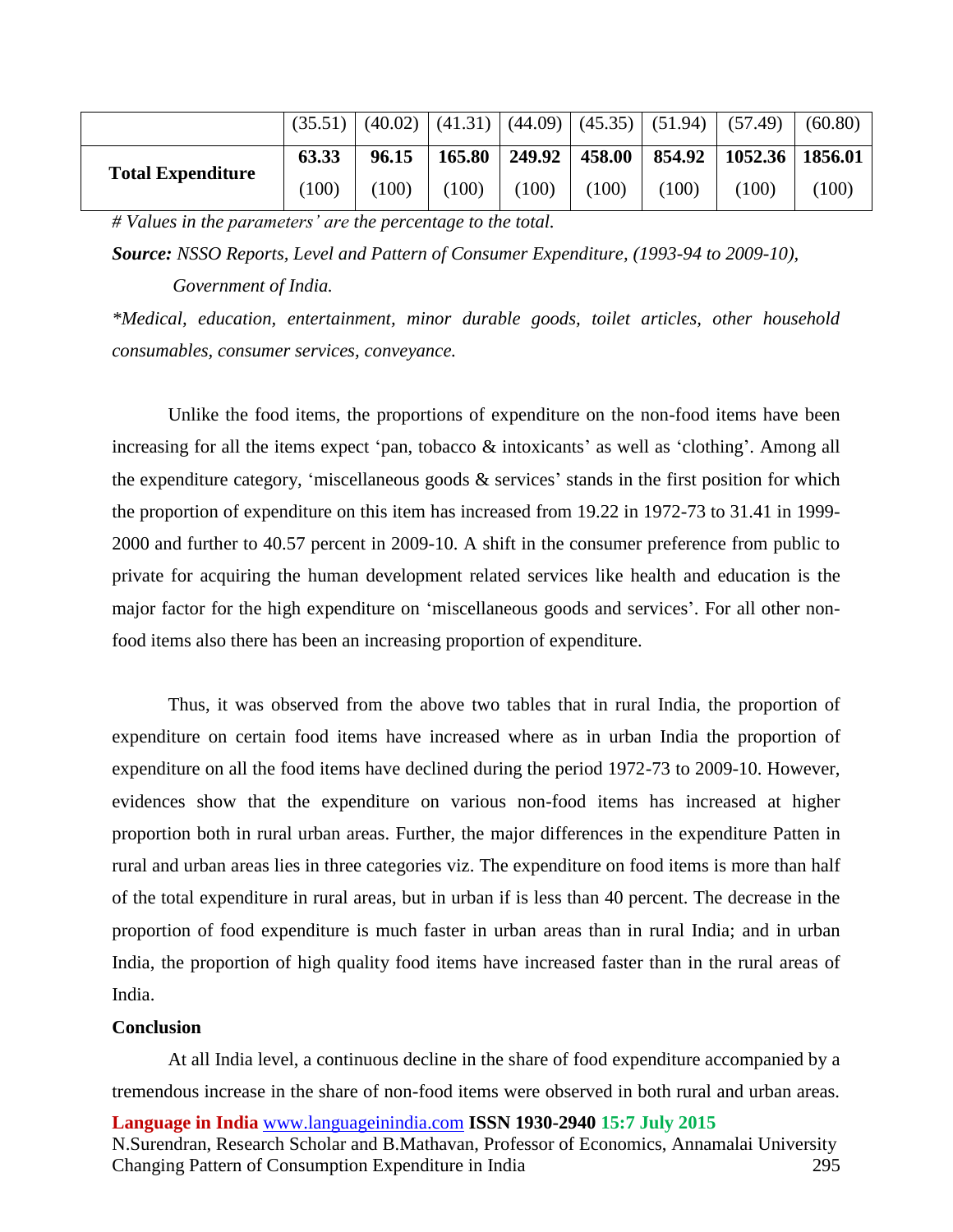| | | | | | | | | |
|---|---|---|---|---|---|---|---|---|
| | (35.51) | (40.02) | (41.31) | (44.09) | (45.35) | (51.94) | (57.49) | (60.80) |
| **Total Expenditure** | **63.33**<br>(100) | **96.15**<br>(100) | **165.80**<br>(100) | **249.92**<br>(100) | **458.00**<br>(100) | **854.92**<br>(100) | **1052.36**<br>(100) | **1856.01**<br>(100) |

*# Values in the parameters' are the percentage to the total.*

***Source:*** *NSSO Reports, Level and Pattern of Consumer Expenditure, (1993-94 to 2009-10), Government of India.*

*\*Medical, education, entertainment, minor durable goods, toilet articles, other household consumables, consumer services, conveyance.*

Unlike the food items, the proportions of expenditure on the non-food items have been increasing for all the items expect 'pan, tobacco & intoxicants' as well as 'clothing'. Among all the expenditure category, 'miscellaneous goods & services' stands in the first position for which the proportion of expenditure on this item has increased from 19.22 in 1972-73 to 31.41 in 1999-2000 and further to 40.57 percent in 2009-10. A shift in the consumer preference from public to private for acquiring the human development related services like health and education is the major factor for the high expenditure on 'miscellaneous goods and services'. For all other non-food items also there has been an increasing proportion of expenditure.

Thus, it was observed from the above two tables that in rural India, the proportion of expenditure on certain food items have increased where as in urban India the proportion of expenditure on all the food items have declined during the period 1972-73 to 2009-10. However, evidences show that the expenditure on various non-food items has increased at higher proportion both in rural urban areas. Further, the major differences in the expenditure Patten in rural and urban areas lies in three categories viz. The expenditure on food items is more than half of the total expenditure in rural areas, but in urban if is less than 40 percent. The decrease in the proportion of food expenditure is much faster in urban areas than in rural India; and in urban India, the proportion of high quality food items have increased faster than in the rural areas of India.

**Conclusion**

At all India level, a continuous decline in the share of food expenditure accompanied by a tremendous increase in the share of non-food items were observed in both rural and urban areas.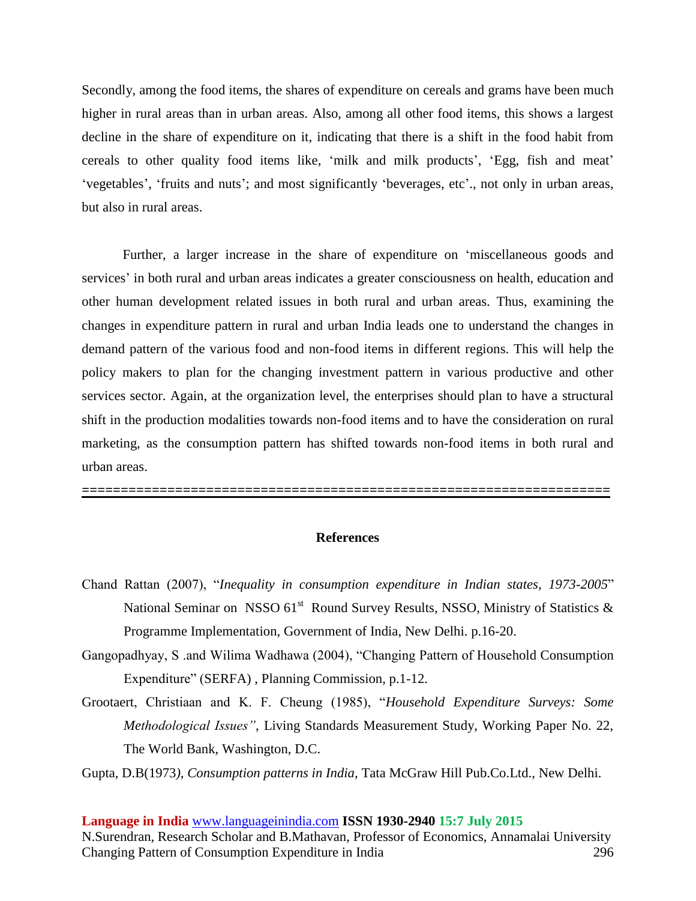Secondly, among the food items, the shares of expenditure on cereals and grams have been much higher in rural areas than in urban areas. Also, among all other food items, this shows a largest decline in the share of expenditure on it, indicating that there is a shift in the food habit from cereals to other quality food items like, 'milk and milk products', 'Egg, fish and meat' 'vegetables', 'fruits and nuts'; and most significantly 'beverages, etc'., not only in urban areas, but also in rural areas.

Further, a larger increase in the share of expenditure on 'miscellaneous goods and services' in both rural and urban areas indicates a greater consciousness on health, education and other human development related issues in both rural and urban areas. Thus, examining the changes in expenditure pattern in rural and urban India leads one to understand the changes in demand pattern of the various food and non-food items in different regions. This will help the policy makers to plan for the changing investment pattern in various productive and other services sector. Again, at the organization level, the enterprises should plan to have a structural shift in the production modalities towards non-food items and to have the consideration on rural marketing, as the consumption pattern has shifted towards non-food items in both rural and urban areas.

================================================================

## References

Chand Rattan (2007), "*Inequality in consumption expenditure in Indian states, 1973-2005*" National Seminar on NSSO 61st Round Survey Results, NSSO, Ministry of Statistics & Programme Implementation, Government of India, New Delhi. p.16-20.

Gangopadhyay, S .and Wilima Wadhawa (2004), "Changing Pattern of Household Consumption Expenditure" (SERFA) , Planning Commission, p.1-12.

Grootaert, Christiaan and K. F. Cheung (1985), "*Household Expenditure Surveys: Some Methodological Issues"*, Living Standards Measurement Study, Working Paper No. 22, The World Bank, Washington, D.C.

Gupta, D.B(1973*), Consumption patterns in India*, Tata McGraw Hill Pub.Co.Ltd., New Delhi.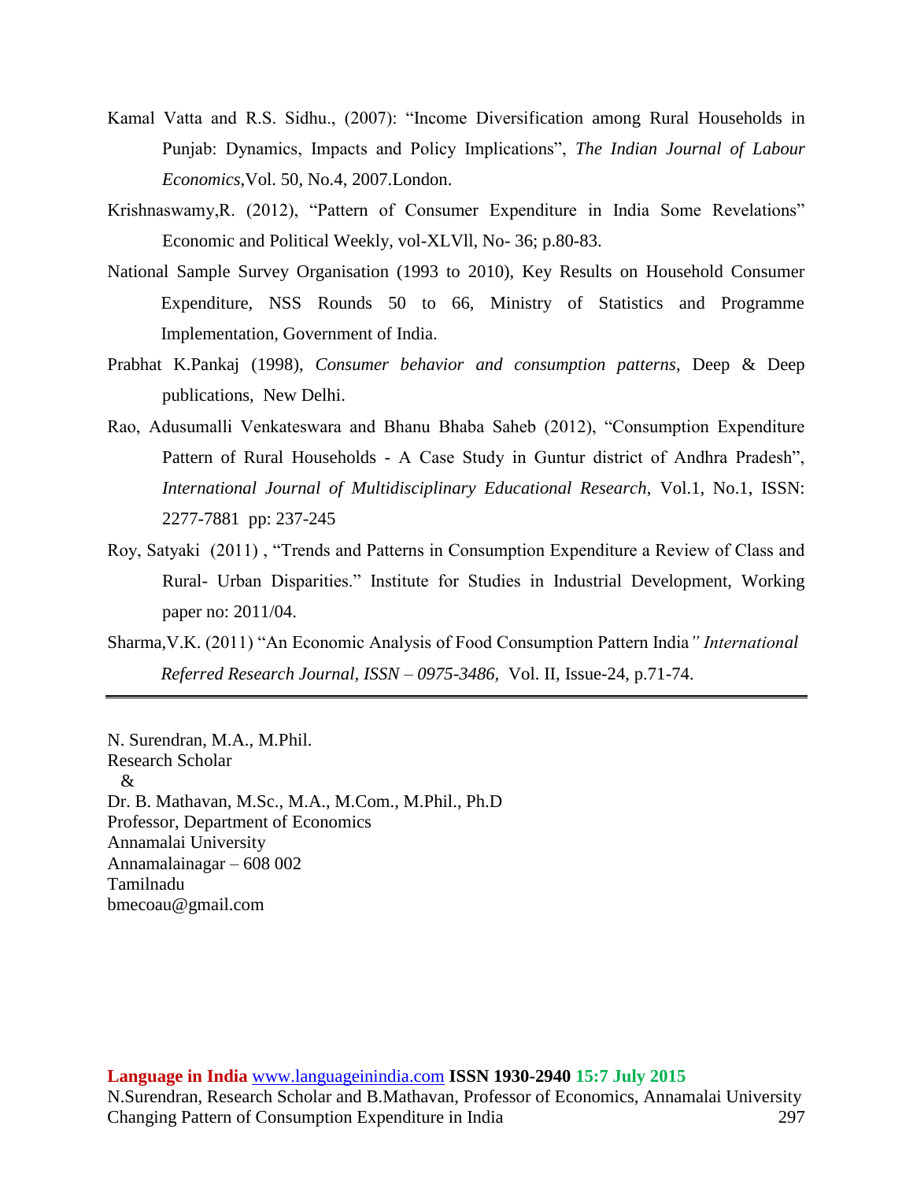Kamal Vatta and R.S. Sidhu., (2007): "Income Diversification among Rural Households in Punjab: Dynamics, Impacts and Policy Implications", *The Indian Journal of Labour Economics,*Vol. 50, No.4, 2007.London.

Krishnaswamy,R. (2012), "Pattern of Consumer Expenditure in India Some Revelations" Economic and Political Weekly, vol-XLVll, No- 36; p.80-83.

National Sample Survey Organisation (1993 to 2010), Key Results on Household Consumer Expenditure, NSS Rounds 50 to 66, Ministry of Statistics and Programme Implementation, Government of India.

Prabhat K.Pankaj (1998), *Consumer behavior and consumption patterns*, Deep & Deep publications, New Delhi.

Rao, Adusumalli Venkateswara and Bhanu Bhaba Saheb (2012), "Consumption Expenditure Pattern of Rural Households - A Case Study in Guntur district of Andhra Pradesh", *International Journal of Multidisciplinary Educational Research*, Vol.1, No.1, ISSN: 2277-7881 pp: 237-245

Roy, Satyaki (2011) , "Trends and Patterns in Consumption Expenditure a Review of Class and Rural- Urban Disparities." Institute for Studies in Industrial Development, Working paper no: 2011/04.

Sharma,V.K. (2011) "An Economic Analysis of Food Consumption Pattern India*" International Referred Research Journal, ISSN – 0975-3486*, Vol. II, Issue-24, p.71-74.

---

N. Surendran, M.A., M.Phil.
Research Scholar
&
Dr. B. Mathavan, M.Sc., M.A., M.Com., M.Phil., Ph.D
Professor, Department of Economics
Annamalai University
Annamalainagar – 608 002
Tamilnadu
bmecoau@gmail.com